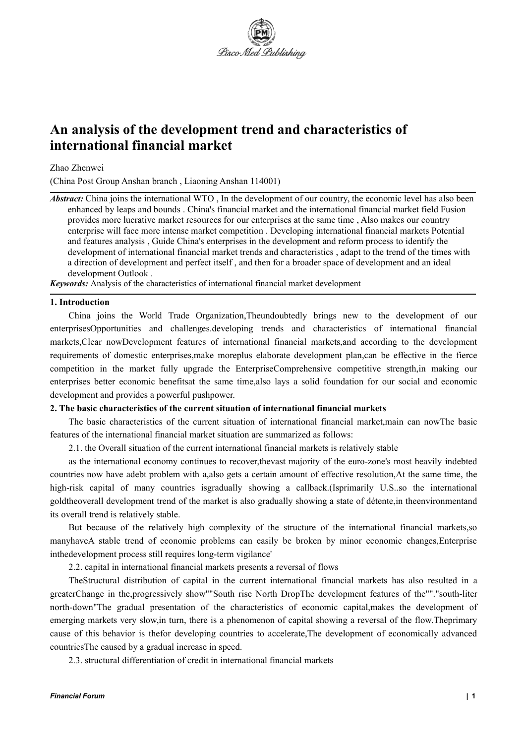# An analysis of the development trend and characteristics of international financial market

Zhao Zhenwei

(China Post Group Anshan branch , Liaoning Anshan 114001)

***Abstract:*** China joins the international WTO , In the development of our country, the economic level has also been enhanced by leaps and bounds . China's financial market and the international financial market field Fusion provides more lucrative market resources for our enterprises at the same time , Also makes our country enterprise will face more intense market competition . Developing international financial markets Potential and features analysis , Guide China's enterprises in the development and reform process to identify the development of international financial market trends and characteristics , adapt to the trend of the times with a direction of development and perfect itself , and then for a broader space of development and an ideal development Outlook .

***Keywords:*** Analysis of the characteristics of international financial market development

## 1. Introduction

China joins the World Trade Organization,Theundoubtedly brings new to the development of our enterprisesOpportunities and challenges.developing trends and characteristics of international financial markets,Clear nowDevelopment features of international financial markets,and according to the development requirements of domestic enterprises,make moreplus elaborate development plan,can be effective in the fierce competition in the market fully upgrade the EnterpriseComprehensive competitive strength,in making our enterprises better economic benefitsat the same time,also lays a solid foundation for our social and economic development and provides a powerful pushpower.

## 2. The basic characteristics of the current situation of international financial markets

The basic characteristics of the current situation of international financial market,main can nowThe basic features of the international financial market situation are summarized as follows:

2.1. the Overall situation of the current international financial markets is relatively stable

as the international economy continues to recover,thevast majority of the euro-zone's most heavily indebted countries now have adebt problem with a,also gets a certain amount of effective resolution,At the same time, the high-risk capital of many countries isgradually showing a callback.(Isprimarily U.S..so the international goldtheoverall development trend of the market is also gradually showing a state of détente,in theenvironmentand its overall trend is relatively stable.

But because of the relatively high complexity of the structure of the international financial markets,so manyhaveA stable trend of economic problems can easily be broken by minor economic changes,Enterprise inthedevelopment process still requires long-term vigilance'

2.2. capital in international financial markets presents a reversal of flows

TheStructural distribution of capital in the current international financial markets has also resulted in a greaterChange in the,progressively show""South rise North DropThe development features of the"".''south-liter north-down"The gradual presentation of the characteristics of economic capital,makes the development of emerging markets very slow,in turn, there is a phenomenon of capital showing a reversal of the flow.Theprimary cause of this behavior is thefor developing countries to accelerate,The development of economically advanced countriesThe caused by a gradual increase in speed.

2.3. structural differentiation of credit in international financial markets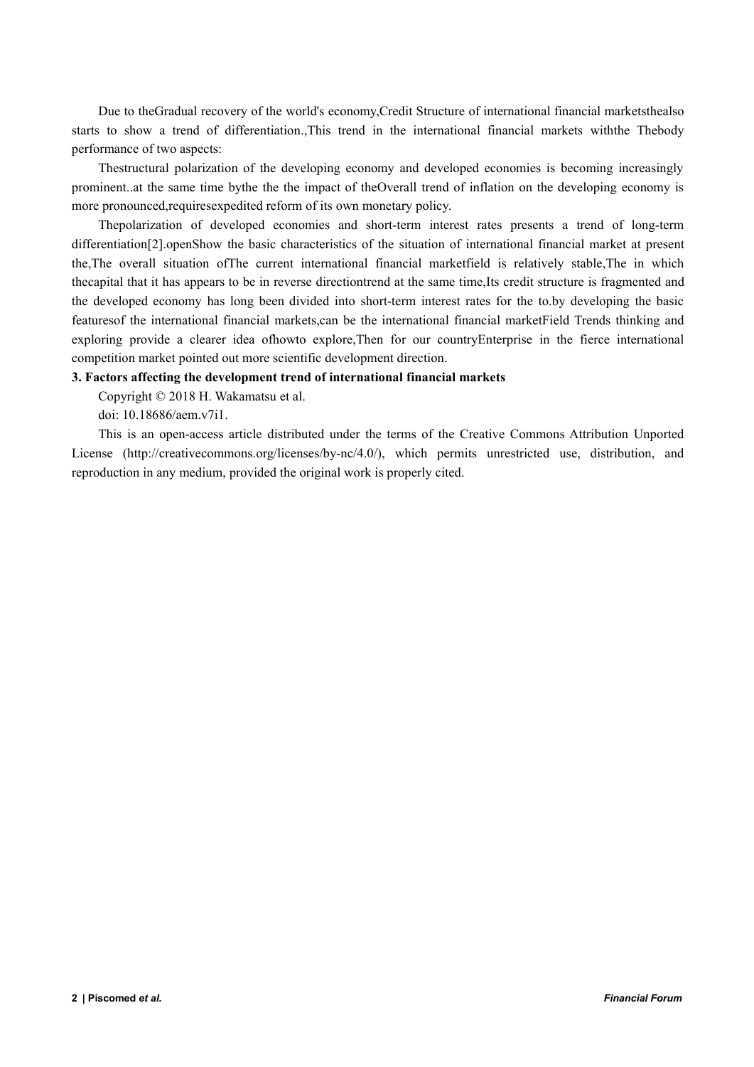Due to theGradual recovery of the world's economy,Credit Structure of international financial marketsthealso starts to show a trend of differentiation.,This trend in the international financial markets withthe Thebody performance of two aspects:

Thestructural polarization of the developing economy and developed economies is becoming increasingly prominent..at the same time bythe the the impact of theOverall trend of inflation on the developing economy is more pronounced,requiresexpedited reform of its own monetary policy.

Thepolarization of developed economies and short-term interest rates presents a trend of long-term differentiation[2].openShow the basic characteristics of the situation of international financial market at present the,The overall situation ofThe current international financial marketfield is relatively stable,The in which thecapital that it has appears to be in reverse directiontrend at the same time,Its credit structure is fragmented and the developed economy has long been divided into short-term interest rates for the to.by developing the basic featuresof the international financial markets,can be the international financial marketField Trends thinking and exploring provide a clearer idea ofhowto explore,Then for our countryEnterprise in the fierce international competition market pointed out more scientific development direction.

**3. Factors affecting the development trend of international financial markets**

Copyright © 2018 H. Wakamatsu et al.

doi: 10.18686/aem.v7i1.

This is an open-access article distributed under the terms of the Creative Commons Attribution Unported License (http://creativecommons.org/licenses/by-nc/4.0/), which permits unrestricted use, distribution, and reproduction in any medium, provided the original work is properly cited.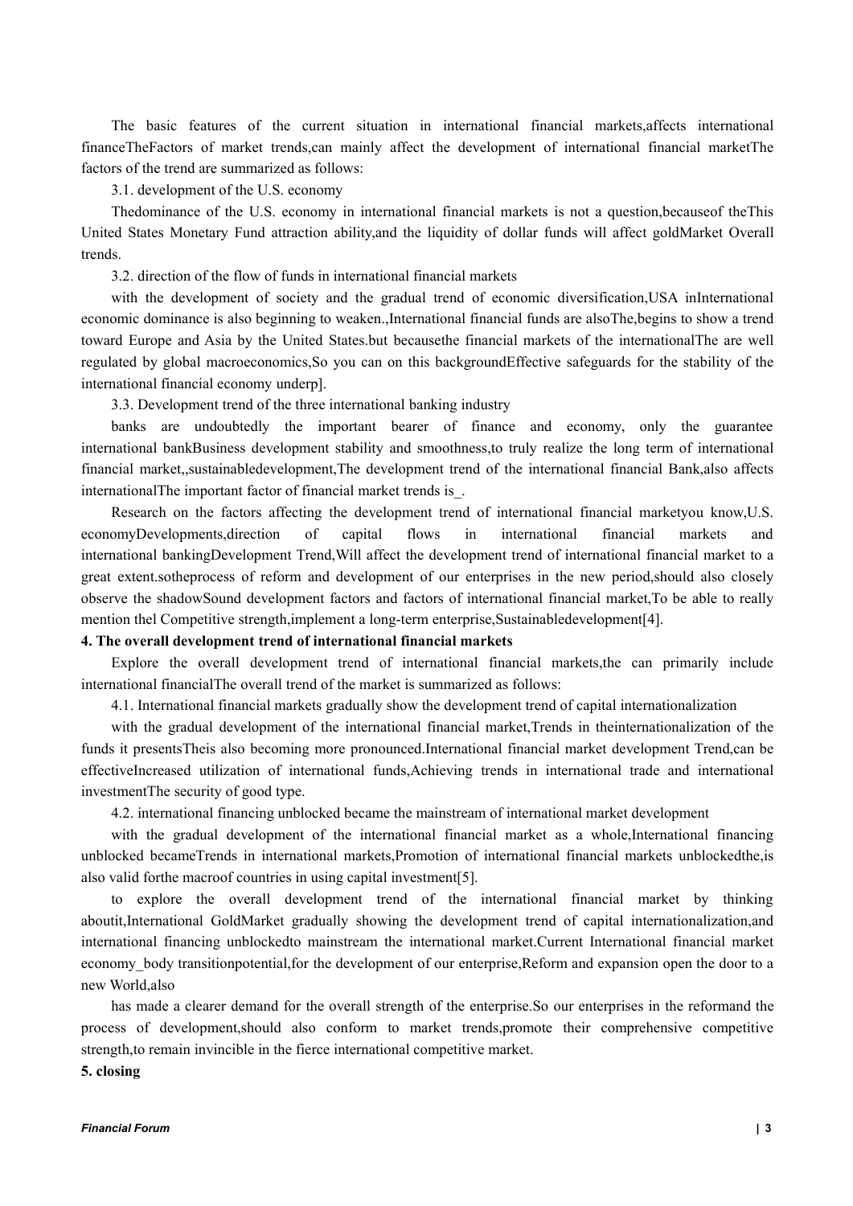The basic features of the current situation in international financial markets,affects international financeTheFactors of market trends,can mainly affect the development of international financial marketThe factors of the trend are summarized as follows:

3.1. development of the U.S. economy

Thedominance of the U.S. economy in international financial markets is not a question,becauseof theThis United States Monetary Fund attraction ability,and the liquidity of dollar funds will affect goldMarket Overall trends.

3.2. direction of the flow of funds in international financial markets

with the development of society and the gradual trend of economic diversification,USA inInternational economic dominance is also beginning to weaken.,International financial funds are alsoThe,begins to show a trend toward Europe and Asia by the United States.but becausethe financial markets of the internationalThe are well regulated by global macroeconomics,So you can on this backgroundEffective safeguards for the stability of the international financial economy underp].

3.3. Development trend of the three international banking industry

banks are undoubtedly the important bearer of finance and economy, only the guarantee international bankBusiness development stability and smoothness,to truly realize the long term of international financial market,,sustainabledevelopment,The development trend of the international financial Bank,also affects internationalThe important factor of financial market trends is_.

Research on the factors affecting the development trend of international financial marketyou know,U.S. economyDevelopments,direction of capital flows in international financial markets and international bankingDevelopment Trend,Will affect the development trend of international financial market to a great extent.sotheprocess of reform and development of our enterprises in the new period,should also closely observe the shadowSound development factors and factors of international financial market,To be able to really mention thel Competitive strength,implement a long-term enterprise,Sustainabledevelopment[4].

## 4. The overall development trend of international financial markets

Explore the overall development trend of international financial markets,the can primarily include international financialThe overall trend of the market is summarized as follows:

4.1. International financial markets gradually show the development trend of capital internationalization

with the gradual development of the international financial market,Trends in theinternationalization of the funds it presentsTheis also becoming more pronounced.International financial market development Trend,can be effectiveIncreased utilization of international funds,Achieving trends in international trade and international investmentThe security of good type.

4.2. international financing unblocked became the mainstream of international market development

with the gradual development of the international financial market as a whole,International financing unblocked becameTrends in international markets,Promotion of international financial markets unblockedthe,is also valid forthe macroof countries in using capital investment[5].

to explore the overall development trend of the international financial market by thinking aboutit,International GoldMarket gradually showing the development trend of capital internationalization,and international financing unblockedto mainstream the international market.Current International financial market economy_body transitionpotential,for the development of our enterprise,Reform and expansion open the door to a new World,also

has made a clearer demand for the overall strength of the enterprise.So our enterprises in the reformand the process of development,should also conform to market trends,promote their comprehensive competitive strength,to remain invincible in the fierce international competitive market.

## 5. closing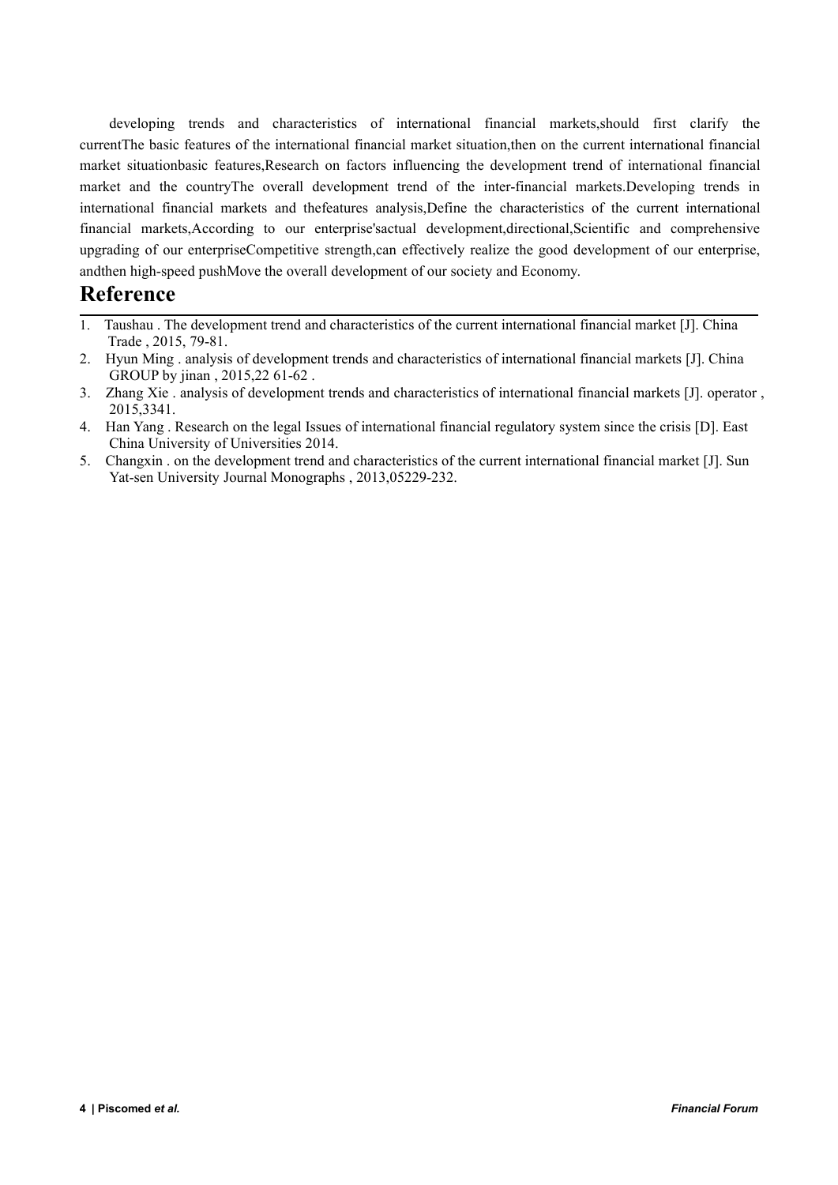developing trends and characteristics of international financial markets,should first clarify the currentThe basic features of the international financial market situation,then on the current international financial market situationbasic features,Research on factors influencing the development trend of international financial market and the countryThe overall development trend of the inter-financial markets.Developing trends in international financial markets and thefeatures analysis,Define the characteristics of the current international financial markets,According to our enterprise'sactual development,directional,Scientific and comprehensive upgrading of our enterpriseCompetitive strength,can effectively realize the good development of our enterprise, andthen high-speed pushMove the overall development of our society and Economy.

## Reference

1. Taushau . The development trend and characteristics of the current international financial market [J]. China Trade , 2015, 79-81.
2. Hyun Ming . analysis of development trends and characteristics of international financial markets [J]. China GROUP by jinan , 2015,22 61-62 .
3. Zhang Xie . analysis of development trends and characteristics of international financial markets [J]. operator , 2015,3341.
4. Han Yang . Research on the legal Issues of international financial regulatory system since the crisis [D]. East China University of Universities 2014.
5. Changxin . on the development trend and characteristics of the current international financial market [J]. Sun Yat-sen University Journal Monographs , 2013,05229-232.